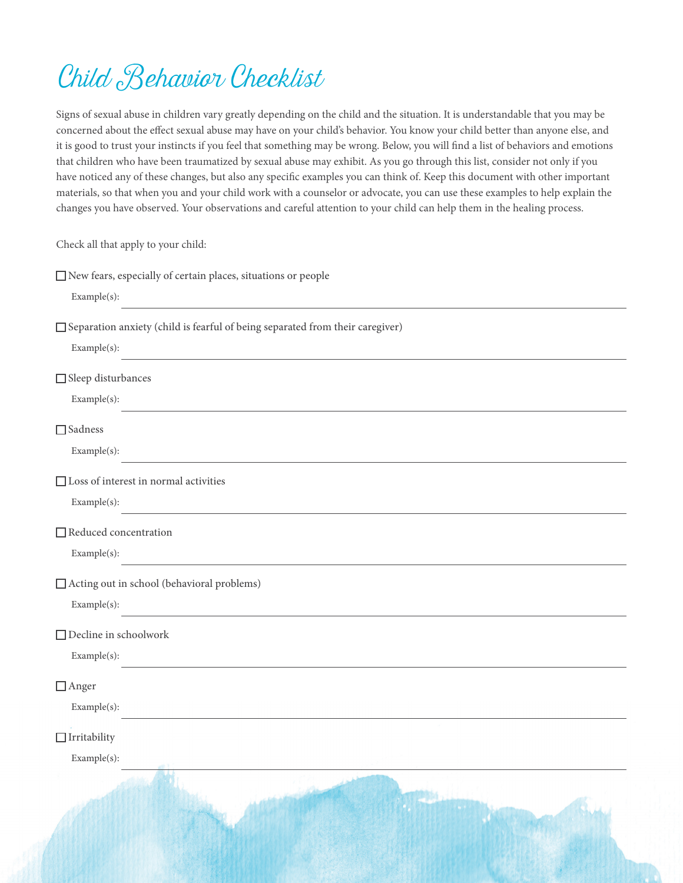# Child Behavior Checklist

Signs of sexual abuse in children vary greatly depending on the child and the situation. It is understandable that you may be concerned about the effect sexual abuse may have on your child's behavior. You know your child better than anyone else, and it is good to trust your instincts if you feel that something may be wrong. Below, you will find a list of behaviors and emotions that children who have been traumatized by sexual abuse may exhibit. As you go through this list, consider not only if you have noticed any of these changes, but also any specific examples you can think of. Keep this document with other important materials, so that when you and your child work with a counselor or advocate, you can use these examples to help explain the changes you have observed. Your observations and careful attention to your child can help them in the healing process.

Check all that apply to your child:

☐ New fears, especially of certain places, situations or people

Example(s): ______________________________

☐ Separation anxiety (child is fearful of being separated from their caregiver)

Example(s): ______________________________

☐ Sleep disturbances

Example(s): ______________________________

☐ Sadness

Example(s): ______________________________

☐ Loss of interest in normal activities

Example(s): ______________________________

☐ Reduced concentration

Example(s): ______________________________

☐ Acting out in school (behavioral problems)

Example(s): ______________________________

☐ Decline in schoolwork

Example(s): ______________________________

☐ Anger

Example(s): ______________________________

☐ Irritability

Example(s): ______________________________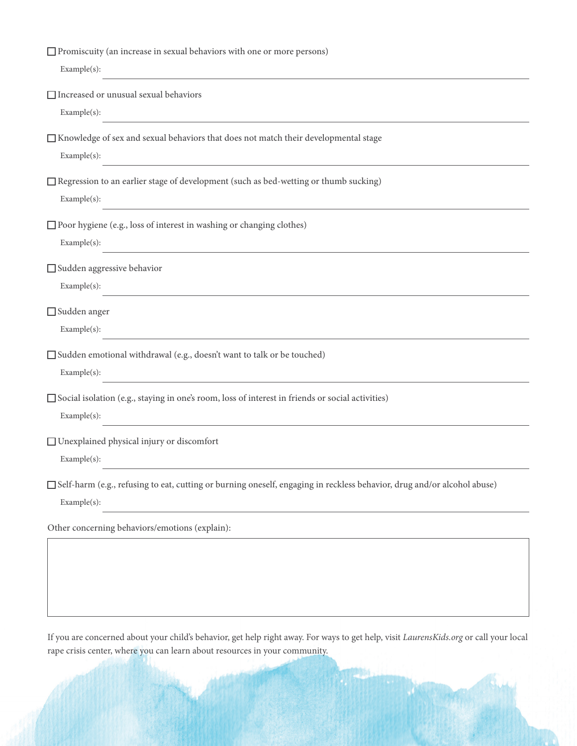- [ ] Promiscuity (an increase in sexual behaviors with one or more persons)

  Example(s): ____________________

- [ ] Increased or unusual sexual behaviors

  Example(s): ____________________

- [ ] Knowledge of sex and sexual behaviors that does not match their developmental stage

  Example(s): ____________________

- [ ] Regression to an earlier stage of development (such as bed-wetting or thumb sucking)

  Example(s): ____________________

- [ ] Poor hygiene (e.g., loss of interest in washing or changing clothes)

  Example(s): ____________________

- [ ] Sudden aggressive behavior

  Example(s): ____________________

- [ ] Sudden anger

  Example(s): ____________________

- [ ] Sudden emotional withdrawal (e.g., doesn't want to talk or be touched)

  Example(s): ____________________

- [ ] Social isolation (e.g., staying in one's room, loss of interest in friends or social activities)

  Example(s): ____________________

- [ ] Unexplained physical injury or discomfort

  Example(s): ____________________

- [ ] Self-harm (e.g., refusing to eat, cutting or burning oneself, engaging in reckless behavior, drug and/or alcohol abuse)

  Example(s): ____________________

Other concerning behaviors/emotions (explain):

If you are concerned about your child's behavior, get help right away. For ways to get help, visit *LaurensKids.org* or call your local rape crisis center, where you can learn about resources in your community.